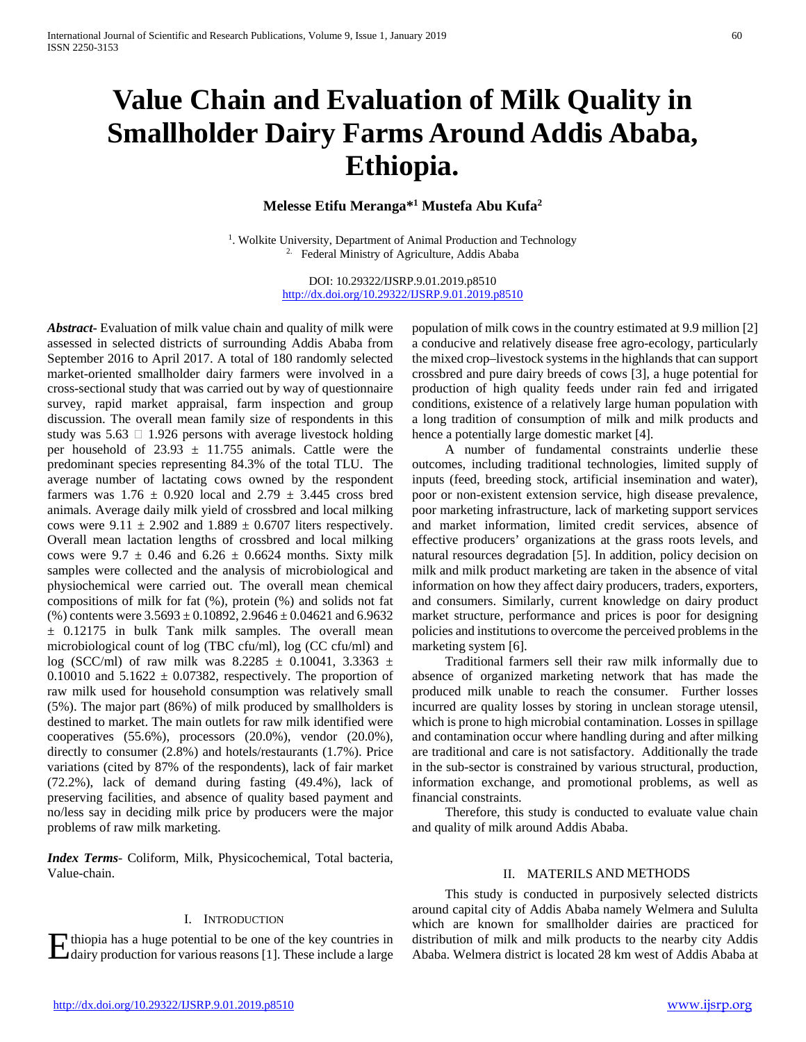# Value Chain and Evaluation of Milk Quality in Smallholder Dairy Farms Around Addis Ababa, Ethiopia.

**Melesse Etifu Meranga*[1] Mustefa Abu Kufa[2]**

[1]. Wolkite University, Department of Animal Production and Technology
[2]. Federal Ministry of Agriculture, Addis Ababa

DOI: 10.29322/IJSRP.9.01.2019.p8510
http://dx.doi.org/10.29322/IJSRP.9.01.2019.p8510

***Abstract***- Evaluation of milk value chain and quality of milk were assessed in selected districts of surrounding Addis Ababa from September 2016 to April 2017. A total of 180 randomly selected market-oriented smallholder dairy farmers were involved in a cross-sectional study that was carried out by way of questionnaire survey, rapid market appraisal, farm inspection and group discussion. The overall mean family size of respondents in this study was 5.63 □ 1.926 persons with average livestock holding per household of 23.93 ± 11.755 animals. Cattle were the predominant species representing 84.3% of the total TLU. The average number of lactating cows owned by the respondent farmers was 1.76 ± 0.920 local and 2.79 ± 3.445 cross bred animals. Average daily milk yield of crossbred and local milking cows were 9.11 ± 2.902 and 1.889 ± 0.6707 liters respectively. Overall mean lactation lengths of crossbred and local milking cows were 9.7 ± 0.46 and 6.26 ± 0.6624 months. Sixty milk samples were collected and the analysis of microbiological and physiochemical were carried out. The overall mean chemical compositions of milk for fat (%), protein (%) and solids not fat (%) contents were 3.5693 ± 0.10892, 2.9646 ± 0.04621 and 6.9632 ± 0.12175 in bulk Tank milk samples. The overall mean microbiological count of log (TBC cfu/ml), log (CC cfu/ml) and log (SCC/ml) of raw milk was 8.2285 ± 0.10041, 3.3363 ± 0.10010 and 5.1622 ± 0.07382, respectively. The proportion of raw milk used for household consumption was relatively small (5%). The major part (86%) of milk produced by smallholders is destined to market. The main outlets for raw milk identified were cooperatives (55.6%), processors (20.0%), vendor (20.0%), directly to consumer (2.8%) and hotels/restaurants (1.7%). Price variations (cited by 87% of the respondents), lack of fair market (72.2%), lack of demand during fasting (49.4%), lack of preserving facilities, and absence of quality based payment and no/less say in deciding milk price by producers were the major problems of raw milk marketing.

***Index Terms***- Coliform, Milk, Physicochemical, Total bacteria, Value-chain.

## I. Introduction

Ethiopia has a huge potential to be one of the key countries in dairy production for various reasons [1]. These include a large population of milk cows in the country estimated at 9.9 million [2] a conducive and relatively disease free agro-ecology, particularly the mixed crop–livestock systems in the highlands that can support crossbred and pure dairy breeds of cows [3], a huge potential for production of high quality feeds under rain fed and irrigated conditions, existence of a relatively large human population with a long tradition of consumption of milk and milk products and hence a potentially large domestic market [4].

A number of fundamental constraints underlie these outcomes, including traditional technologies, limited supply of inputs (feed, breeding stock, artificial insemination and water), poor or non-existent extension service, high disease prevalence, poor marketing infrastructure, lack of marketing support services and market information, limited credit services, absence of effective producers' organizations at the grass roots levels, and natural resources degradation [5]. In addition, policy decision on milk and milk product marketing are taken in the absence of vital information on how they affect dairy producers, traders, exporters, and consumers. Similarly, current knowledge on dairy product market structure, performance and prices is poor for designing policies and institutions to overcome the perceived problems in the marketing system [6].

Traditional farmers sell their raw milk informally due to absence of organized marketing network that has made the produced milk unable to reach the consumer. Further losses incurred are quality losses by storing in unclean storage utensil, which is prone to high microbial contamination. Losses in spillage and contamination occur where handling during and after milking are traditional and care is not satisfactory. Additionally the trade in the sub-sector is constrained by various structural, production, information exchange, and promotional problems, as well as financial constraints.

Therefore, this study is conducted to evaluate value chain and quality of milk around Addis Ababa.

## II. Materils and Methods

This study is conducted in purposively selected districts around capital city of Addis Ababa namely Welmera and Sululta which are known for smallholder dairies are practiced for distribution of milk and milk products to the nearby city Addis Ababa. Welmera district is located 28 km west of Addis Ababa at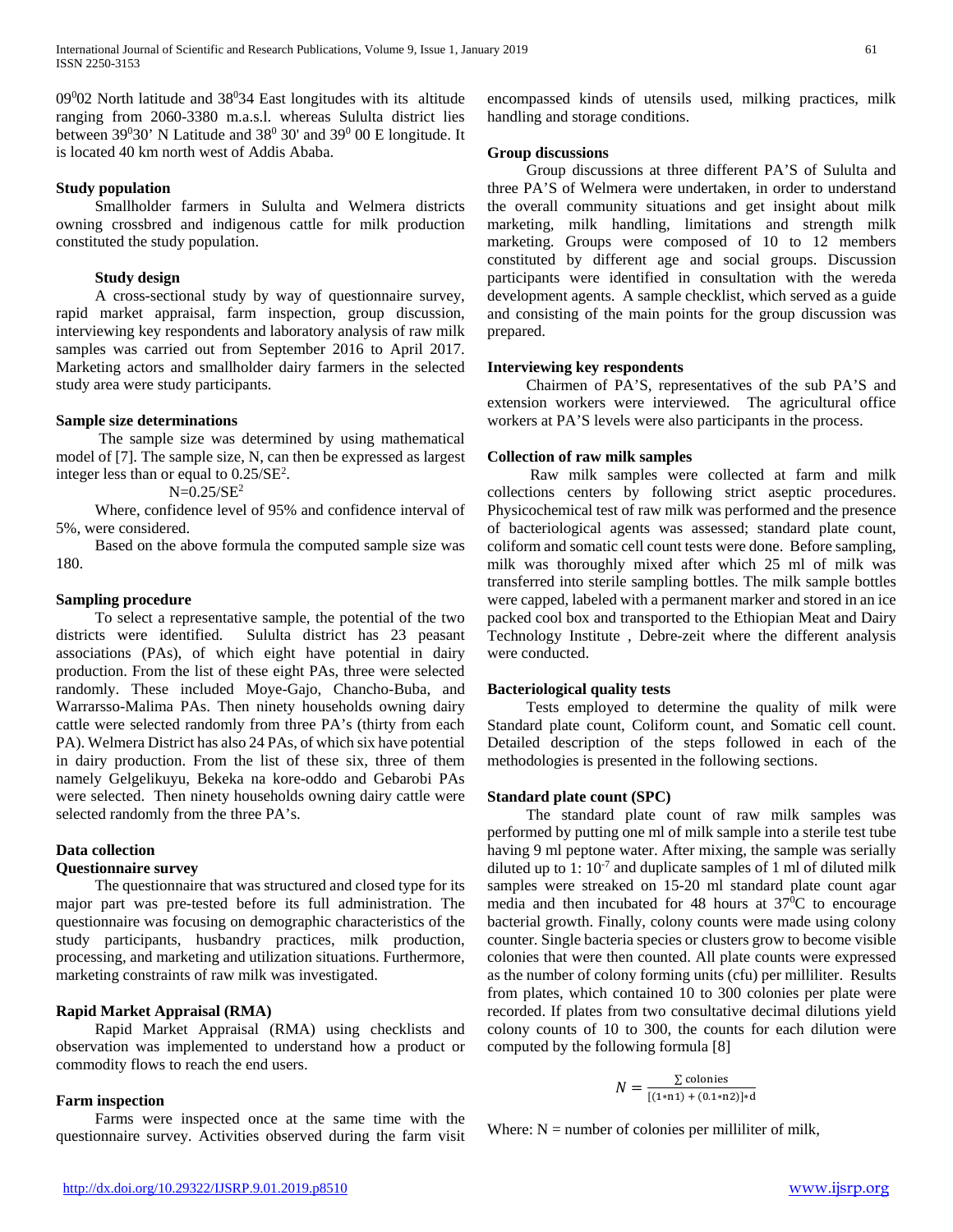$09^0 02$ North latitude and $38^0 34$ East longitudes with its altitude ranging from 2060-3380 m.a.s.l. whereas Sululta district lies between $39^0 30'$ N Latitude and $38^0$ 30' and $39^0$ 00 E longitude. It is located 40 km north west of Addis Ababa.

**Study population**

Smallholder farmers in Sululta and Welmera districts owning crossbred and indigenous cattle for milk production constituted the study population.

**Study design**

A cross-sectional study by way of questionnaire survey, rapid market appraisal, farm inspection, group discussion, interviewing key respondents and laboratory analysis of raw milk samples was carried out from September 2016 to April 2017. Marketing actors and smallholder dairy farmers in the selected study area were study participants.

**Sample size determinations**

The sample size was determined by using mathematical model of [7]. The sample size, N, can then be expressed as largest integer less than or equal to $0.25/SE^2$.

$$N=0.25/SE^2$$

Where, confidence level of 95% and confidence interval of 5%, were considered.

Based on the above formula the computed sample size was 180.

**Sampling procedure**

To select a representative sample, the potential of the two districts were identified. Sululta district has 23 peasant associations (PAs), of which eight have potential in dairy production. From the list of these eight PAs, three were selected randomly. These included Moye-Gajo, Chancho-Buba, and Warrarsso-Malima PAs. Then ninety households owning dairy cattle were selected randomly from three PA's (thirty from each PA). Welmera District has also 24 PAs, of which six have potential in dairy production. From the list of these six, three of them namely Gelgelikuyu, Bekeka na kore-oddo and Gebarobi PAs were selected. Then ninety households owning dairy cattle were selected randomly from the three PA's.

**Data collection**

**Questionnaire survey**

The questionnaire that was structured and closed type for its major part was pre-tested before its full administration. The questionnaire was focusing on demographic characteristics of the study participants, husbandry practices, milk production, processing, and marketing and utilization situations. Furthermore, marketing constraints of raw milk was investigated.

**Rapid Market Appraisal (RMA)**

Rapid Market Appraisal (RMA) using checklists and observation was implemented to understand how a product or commodity flows to reach the end users.

**Farm inspection**

Farms were inspected once at the same time with the questionnaire survey. Activities observed during the farm visit encompassed kinds of utensils used, milking practices, milk handling and storage conditions.

**Group discussions**

Group discussions at three different PA'S of Sululta and three PA'S of Welmera were undertaken, in order to understand the overall community situations and get insight about milk marketing, milk handling, limitations and strength milk marketing. Groups were composed of 10 to 12 members constituted by different age and social groups. Discussion participants were identified in consultation with the wereda development agents. A sample checklist, which served as a guide and consisting of the main points for the group discussion was prepared.

**Interviewing key respondents**

Chairmen of PA'S, representatives of the sub PA'S and extension workers were interviewed. The agricultural office workers at PA'S levels were also participants in the process.

**Collection of raw milk samples**

Raw milk samples were collected at farm and milk collections centers by following strict aseptic procedures. Physicochemical test of raw milk was performed and the presence of bacteriological agents was assessed; standard plate count, coliform and somatic cell count tests were done. Before sampling, milk was thoroughly mixed after which 25 ml of milk was transferred into sterile sampling bottles. The milk sample bottles were capped, labeled with a permanent marker and stored in an ice packed cool box and transported to the Ethiopian Meat and Dairy Technology Institute , Debre-zeit where the different analysis were conducted.

**Bacteriological quality tests**

Tests employed to determine the quality of milk were Standard plate count, Coliform count, and Somatic cell count. Detailed description of the steps followed in each of the methodologies is presented in the following sections.

**Standard plate count (SPC)**

The standard plate count of raw milk samples was performed by putting one ml of milk sample into a sterile test tube having 9 ml peptone water. After mixing, the sample was serially diluted up to 1: $10^{-7}$ and duplicate samples of 1 ml of diluted milk samples were streaked on 15-20 ml standard plate count agar media and then incubated for 48 hours at $37^0$C to encourage bacterial growth. Finally, colony counts were made using colony counter. Single bacteria species or clusters grow to become visible colonies that were then counted. All plate counts were expressed as the number of colony forming units (cfu) per milliliter. Results from plates, which contained 10 to 300 colonies per plate were recorded. If plates from two consultative decimal dilutions yield colony counts of 10 to 300, the counts for each dilution were computed by the following formula [8]

$$N = \frac{\sum \text{colonies}}{[(1*n1) + (0.1*n2)]*d}$$

Where: N = number of colonies per milliliter of milk,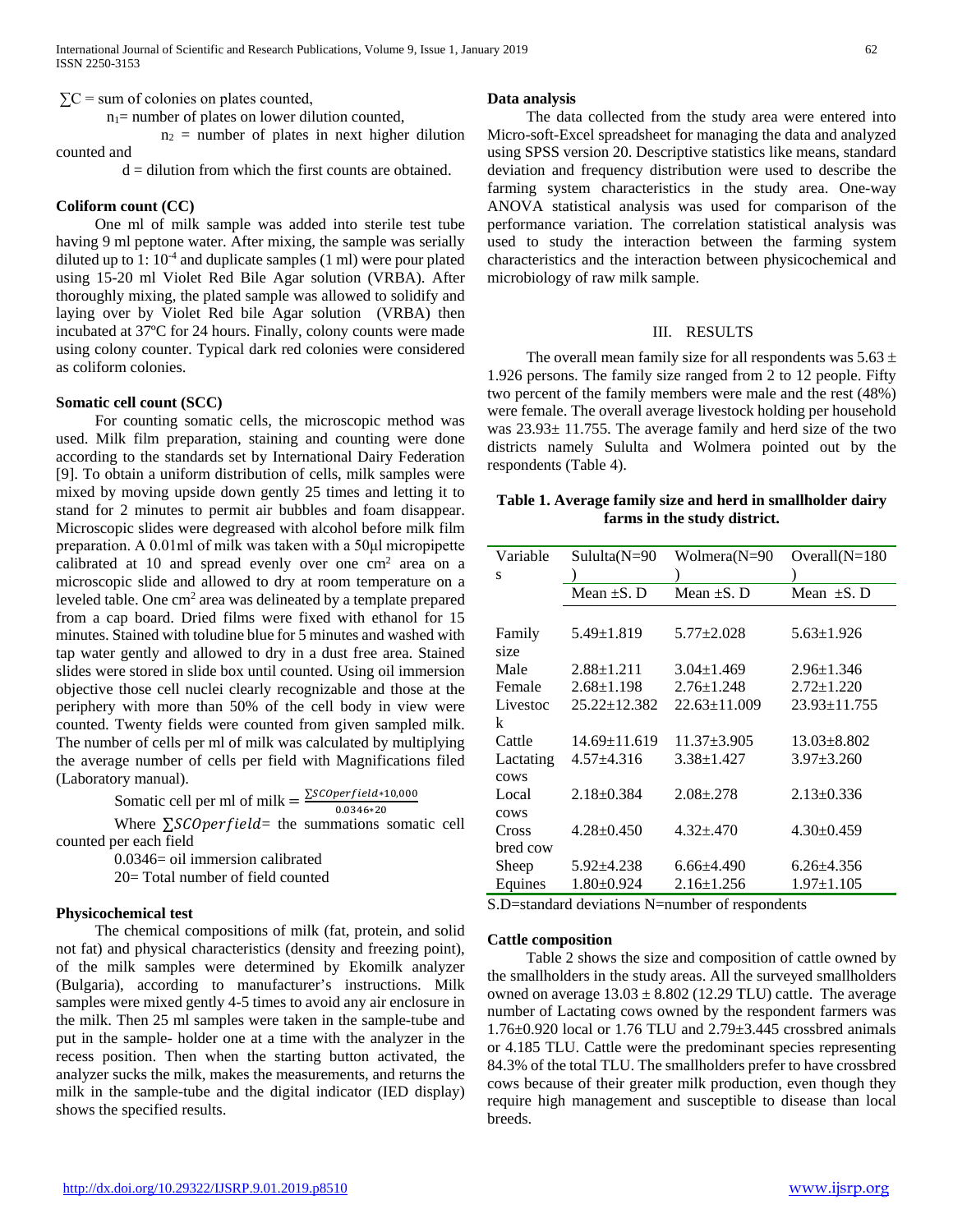$\sum C$ = sum of colonies on plates counted,

$n_1$= number of plates on lower dilution counted,

$n_2$ = number of plates in next higher dilution counted and

d = dilution from which the first counts are obtained.

### Coliform count (CC)

One ml of milk sample was added into sterile test tube having 9 ml peptone water. After mixing, the sample was serially diluted up to 1: $10^{-4}$ and duplicate samples (1 ml) were pour plated using 15-20 ml Violet Red Bile Agar solution (VRBA). After thoroughly mixing, the plated sample was allowed to solidify and laying over by Violet Red bile Agar solution (VRBA) then incubated at 37ºC for 24 hours. Finally, colony counts were made using colony counter. Typical dark red colonies were considered as coliform colonies.

### Somatic cell count (SCC)

For counting somatic cells, the microscopic method was used. Milk film preparation, staining and counting were done according to the standards set by International Dairy Federation [9]. To obtain a uniform distribution of cells, milk samples were mixed by moving upside down gently 25 times and letting it to stand for 2 minutes to permit air bubbles and foam disappear. Microscopic slides were degreased with alcohol before milk film preparation. A 0.01ml of milk was taken with a 50µl micropipette calibrated at 10 and spread evenly over one $cm^2$ area on a microscopic slide and allowed to dry at room temperature on a leveled table. One $cm^2$ area was delineated by a template prepared from a cap board. Dried films were fixed with ethanol for 15 minutes. Stained with toludine blue for 5 minutes and washed with tap water gently and allowed to dry in a dust free area. Stained slides were stored in slide box until counted. Using oil immersion objective those cell nuclei clearly recognizable and those at the periphery with more than 50% of the cell body in view were counted. Twenty fields were counted from given sampled milk. The number of cells per ml of milk was calculated by multiplying the average number of cells per field with Magnifications filed (Laboratory manual).

$$\text{Somatic cell per ml of milk} = \frac{\sum SCOperfield * 10{,}000}{0.0346 * 20}$$

Where $\sum SCOperfield$= the summations somatic cell counted per each field

0.0346= oil immersion calibrated

20= Total number of field counted

### Physicochemical test

The chemical compositions of milk (fat, protein, and solid not fat) and physical characteristics (density and freezing point), of the milk samples were determined by Ekomilk analyzer (Bulgaria), according to manufacturer's instructions. Milk samples were mixed gently 4-5 times to avoid any air enclosure in the milk. Then 25 ml samples were taken in the sample-tube and put in the sample- holder one at a time with the analyzer in the recess position. Then when the starting button activated, the analyzer sucks the milk, makes the measurements, and returns the milk in the sample-tube and the digital indicator (IED display) shows the specified results.

### Data analysis

The data collected from the study area were entered into Micro-soft-Excel spreadsheet for managing the data and analyzed using SPSS version 20. Descriptive statistics like means, standard deviation and frequency distribution were used to describe the farming system characteristics in the study area. One-way ANOVA statistical analysis was used for comparison of the performance variation. The correlation statistical analysis was used to study the interaction between the farming system characteristics and the interaction between physicochemical and microbiology of raw milk sample.

## III. RESULTS

The overall mean family size for all respondents was 5.63 ± 1.926 persons. The family size ranged from 2 to 12 people. Fifty two percent of the family members were male and the rest (48%) were female. The overall average livestock holding per household was 23.93± 11.755. The average family and herd size of the two districts namely Sululta and Wolmera pointed out by the respondents (Table 4).

**Table 1. Average family size and herd in smallholder dairy farms in the study district.**

| Variables | Sululta(N=90) | Wolmera(N=90) | Overall(N=180) |
|---|---|---|---|
| | Mean ±S. D | Mean ±S. D | Mean ±S. D |
| Family size | 5.49±1.819 | 5.77±2.028 | 5.63±1.926 |
| Male | 2.88±1.211 | 3.04±1.469 | 2.96±1.346 |
| Female | 2.68±1.198 | 2.76±1.248 | 2.72±1.220 |
| Livestock | 25.22±12.382 | 22.63±11.009 | 23.93±11.755 |
| Cattle | 14.69±11.619 | 11.37±3.905 | 13.03±8.802 |
| Lactating cows | 4.57±4.316 | 3.38±1.427 | 3.97±3.260 |
| Local cows | 2.18±0.384 | 2.08±.278 | 2.13±0.336 |
| Cross bred cow | 4.28±0.450 | 4.32±.470 | 4.30±0.459 |
| Sheep | 5.92±4.238 | 6.66±4.490 | 6.26±4.356 |
| Equines | 1.80±0.924 | 2.16±1.256 | 1.97±1.105 |

S.D=standard deviations N=number of respondents

### Cattle composition

Table 2 shows the size and composition of cattle owned by the smallholders in the study areas. All the surveyed smallholders owned on average 13.03 ± 8.802 (12.29 TLU) cattle. The average number of Lactating cows owned by the respondent farmers was 1.76±0.920 local or 1.76 TLU and 2.79±3.445 crossbred animals or 4.185 TLU. Cattle were the predominant species representing 84.3% of the total TLU. The smallholders prefer to have crossbred cows because of their greater milk production, even though they require high management and susceptible to disease than local breeds.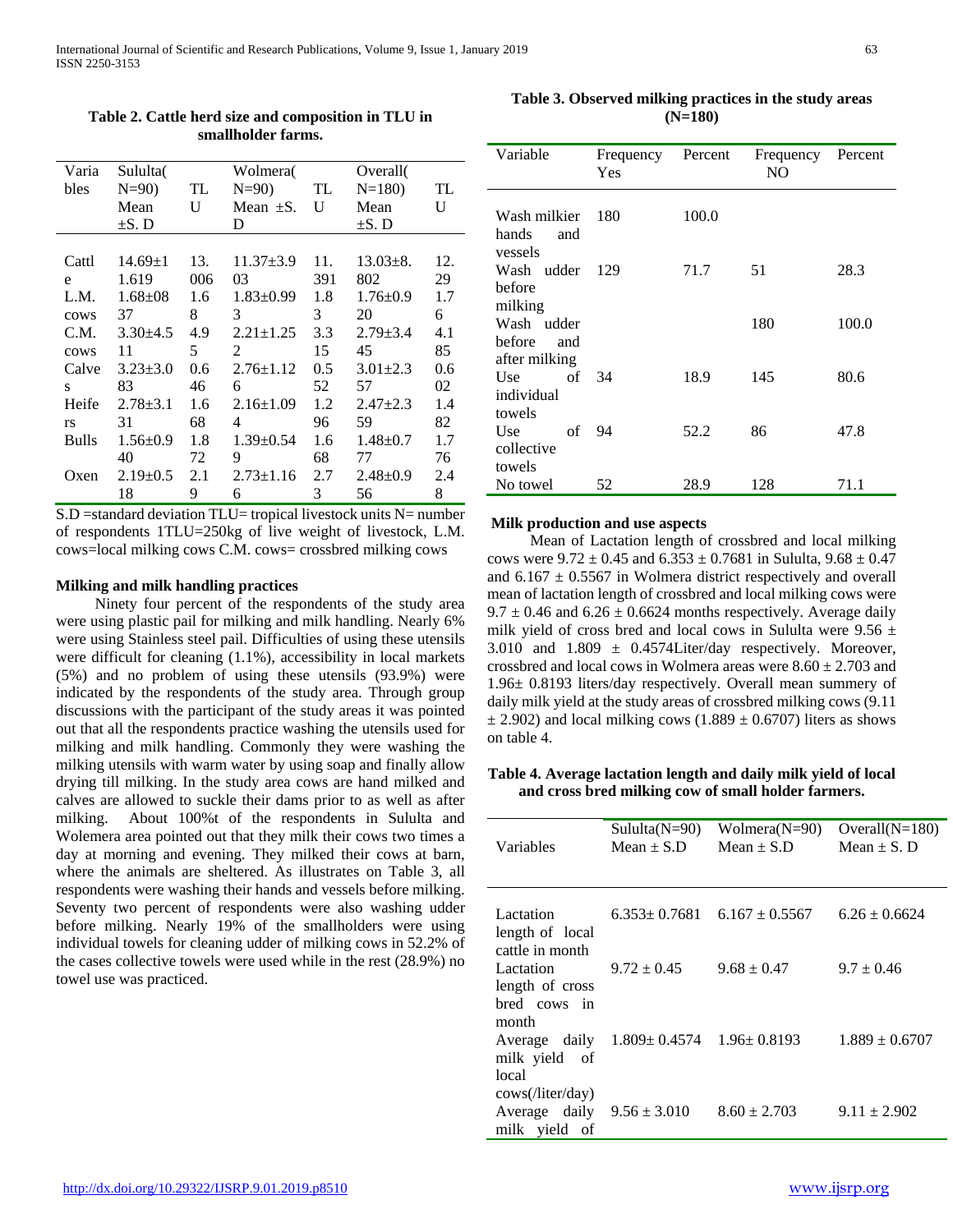**Table 2. Cattle herd size and composition in TLU in smallholder farms.**

| Variables | Sululta(N=90) Mean ±S. D | TLU | Wolmera(N=90) Mean ±S. D | TLU | Overall(N=180) Mean ±S. D | TLU |
|---|---|---|---|---|---|---|
| Cattle | 14.69±11.619 | 13.006 | 11.37±3.903 | 11.391 | 13.03±8.802 | 12.29 |
| L.M. cows | 1.68±0837 | 1.68 | 1.83±0.993 | 1.83 | 1.76±0.920 | 1.76 |
| C.M. cows | 3.30±4.511 | 4.95 | 2.21±1.252 | 3.315 | 2.79±3.445 | 4.185 |
| Calves | 3.23±3.083 | 0.646 | 2.76±1.126 | 0.552 | 3.01±2.357 | 0.602 |
| Heifers | 2.78±3.131 | 1.668 | 2.16±1.094 | 1.296 | 2.47±2.359 | 1.482 |
| Bulls | 1.56±0.940 | 1.872 | 1.39±0.549 | 1.668 | 1.48±0.777 | 1.776 |
| Oxen | 2.19±0.518 | 2.19 | 2.73±1.166 | 2.73 | 2.48±0.956 | 2.48 |

S.D =standard deviation TLU= tropical livestock units N= number of respondents 1TLU=250kg of live weight of livestock, L.M. cows=local milking cows C.M. cows= crossbred milking cows

### Milking and milk handling practices

Ninety four percent of the respondents of the study area were using plastic pail for milking and milk handling. Nearly 6% were using Stainless steel pail. Difficulties of using these utensils were difficult for cleaning (1.1%), accessibility in local markets (5%) and no problem of using these utensils (93.9%) were indicated by the respondents of the study area. Through group discussions with the participant of the study areas it was pointed out that all the respondents practice washing the utensils used for milking and milk handling. Commonly they were washing the milking utensils with warm water by using soap and finally allow drying till milking. In the study area cows are hand milked and calves are allowed to suckle their dams prior to as well as after milking. About 100%t of the respondents in Sululta and Wolemera area pointed out that they milk their cows two times a day at morning and evening. They milked their cows at barn, where the animals are sheltered. As illustrates on Table 3, all respondents were washing their hands and vessels before milking. Seventy two percent of respondents were also washing udder before milking. Nearly 19% of the smallholders were using individual towels for cleaning udder of milking cows in 52.2% of the cases collective towels were used while in the rest (28.9%) no towel use was practiced.

**Table 3. Observed milking practices in the study areas (N=180)**

| Variable | Frequency Yes | Percent | Frequency NO | Percent |
|---|---|---|---|---|
| Wash milkier hands and vessels | 180 | 100.0 | | |
| Wash udder before milking | 129 | 71.7 | 51 | 28.3 |
| Wash udder before and after milking | | | 180 | 100.0 |
| Use of individual towels | 34 | 18.9 | 145 | 80.6 |
| Use of collective towels | 94 | 52.2 | 86 | 47.8 |
| No towel | 52 | 28.9 | 128 | 71.1 |

### Milk production and use aspects

Mean of Lactation length of crossbred and local milking cows were 9.72 ± 0.45 and 6.353 ± 0.7681 in Sululta, 9.68 ± 0.47 and 6.167 ± 0.5567 in Wolmera district respectively and overall mean of lactation length of crossbred and local milking cows were 9.7 ± 0.46 and 6.26 ± 0.6624 months respectively. Average daily milk yield of cross bred and local cows in Sululta were 9.56 ± 3.010 and 1.809 ± 0.4574Liter/day respectively. Moreover, crossbred and local cows in Wolmera areas were 8.60 ± 2.703 and 1.96± 0.8193 liters/day respectively. Overall mean summery of daily milk yield at the study areas of crossbred milking cows (9.11 ± 2.902) and local milking cows (1.889 ± 0.6707) liters as shows on table 4.

**Table 4. Average lactation length and daily milk yield of local and cross bred milking cow of small holder farmers.**

| Variables | Sululta(N=90) Mean ± S.D | Wolmera(N=90) Mean ± S.D | Overall(N=180) Mean ± S. D |
|---|---|---|---|
| Lactation length of local cattle in month | 6.353± 0.7681 | 6.167 ± 0.5567 | 6.26 ± 0.6624 |
| Lactation length of cross bred cows in month | 9.72 ± 0.45 | 9.68 ± 0.47 | 9.7 ± 0.46 |
| Average daily milk yield of local cows(/liter/day) | 1.809± 0.4574 | 1.96± 0.8193 | 1.889 ± 0.6707 |
| Average daily milk yield of | 9.56 ± 3.010 | 8.60 ± 2.703 | 9.11 ± 2.902 |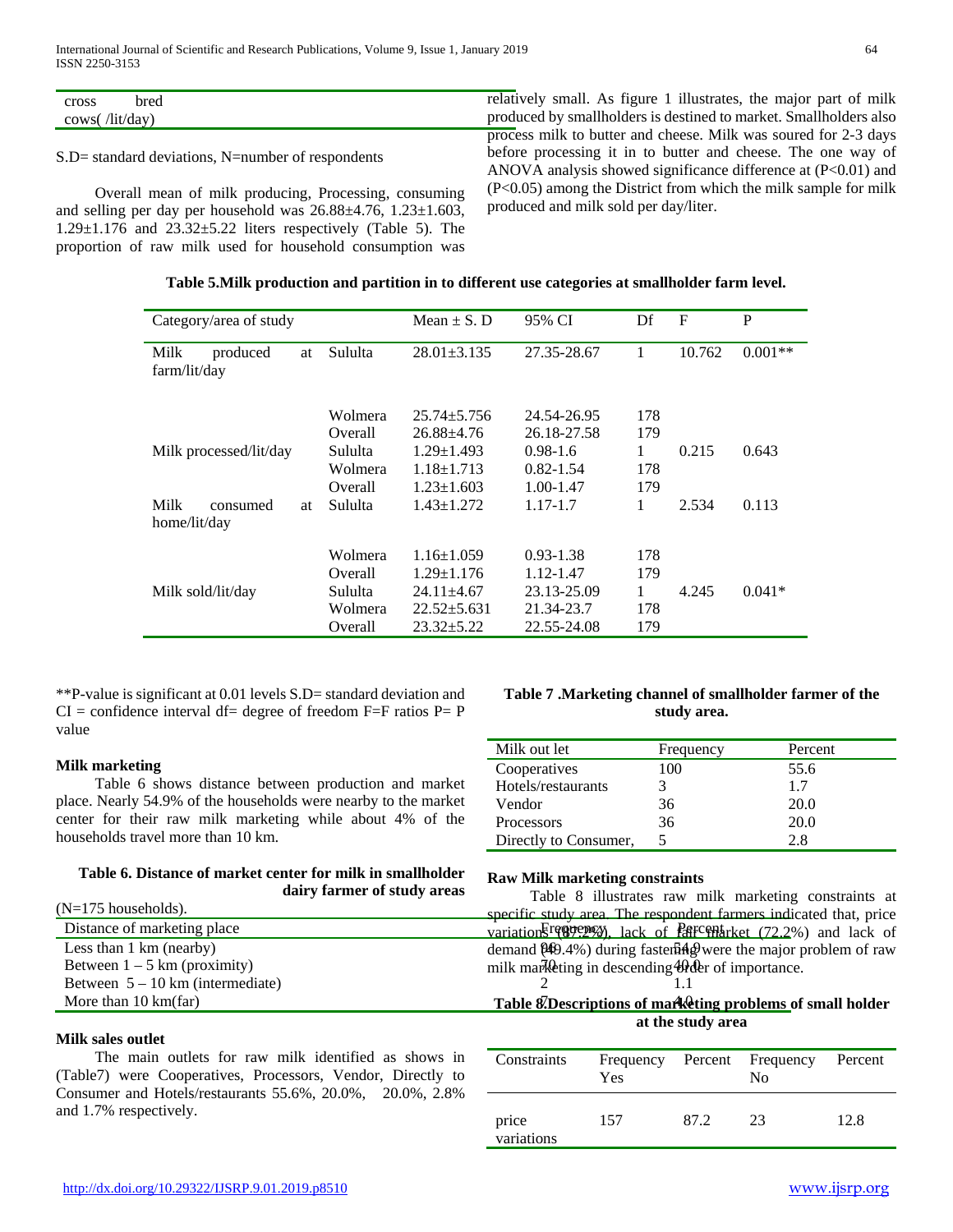| cross bred cows( /lit/day) | |
|---|---|

S.D= standard deviations, N=number of respondents

Overall mean of milk producing, Processing, consuming and selling per day per household was 26.88±4.76, 1.23±1.603, 1.29±1.176 and 23.32±5.22 liters respectively (Table 5). The proportion of raw milk used for household consumption was relatively small. As figure 1 illustrates, the major part of milk produced by smallholders is destined to market. Smallholders also process milk to butter and cheese. Milk was soured for 2-3 days before processing it in to butter and cheese. The one way of ANOVA analysis showed significance difference at (P<0.01) and (P<0.05) among the District from which the milk sample for milk produced and milk sold per day/liter.

**Table 5.Milk production and partition in to different use categories at smallholder farm level.**

| Category/area of study | | Mean ± S. D | 95% CI | Df | F | P |
|---|---|---|---|---|---|---|
| Milk produced at farm/lit/day | Sululta | 28.01±3.135 | 27.35-28.67 | 1 | 10.762 | 0.001** |
| | Wolmera | 25.74±5.756 | 24.54-26.95 | 178 | | |
| | Overall | 26.88±4.76 | 26.18-27.58 | 179 | | |
| Milk processed/lit/day | Sululta | 1.29±1.493 | 0.98-1.6 | 1 | 0.215 | 0.643 |
| | Wolmera | 1.18±1.713 | 0.82-1.54 | 178 | | |
| | Overall | 1.23±1.603 | 1.00-1.47 | 179 | | |
| Milk consumed at home/lit/day | Sululta | 1.43±1.272 | 1.17-1.7 | 1 | 2.534 | 0.113 |
| | Wolmera | 1.16±1.059 | 0.93-1.38 | 178 | | |
| | Overall | 1.29±1.176 | 1.12-1.47 | 179 | | |
| Milk sold/lit/day | Sululta | 24.11±4.67 | 23.13-25.09 | 1 | 4.245 | 0.041* |
| | Wolmera | 22.52±5.631 | 21.34-23.7 | 178 | | |
| | Overall | 23.32±5.22 | 22.55-24.08 | 179 | | |

**P-value is significant at 0.01 levels S.D= standard deviation and CI = confidence interval df= degree of freedom F=F ratios P= P value

**Milk marketing**

Table 6 shows distance between production and market place. Nearly 54.9% of the households were nearby to the market center for their raw milk marketing while about 4% of the households travel more than 10 km.

**Table 6. Distance of market center for milk in smallholder dairy farmer of study areas**

(N=175 households).

| Distance of marketing place | Frequency | Percent |
|---|---|---|
| Less than 1 km (nearby) | 96 | 54.9 |
| Between 1 – 5 km (proximity) | 70 | 40.0 |
| Between 5 – 10 km (intermediate) | 2 | 1.1 |
| More than 10 km(far) | 7 | 4.0 |

**Milk sales outlet**

The main outlets for raw milk identified as shows in (Table7) were Cooperatives, Processors, Vendor, Directly to Consumer and Hotels/restaurants 55.6%, 20.0%, 20.0%, 2.8% and 1.7% respectively.

**Table 7 .Marketing channel of smallholder farmer of the study area.**

| Milk out let | Frequency | Percent |
|---|---|---|
| Cooperatives | 100 | 55.6 |
| Hotels/restaurants | 3 | 1.7 |
| Vendor | 36 | 20.0 |
| Processors | 36 | 20.0 |
| Directly to Consumer, | 5 | 2.8 |

**Raw Milk marketing constraints**

Table 8 illustrates raw milk marketing constraints at specific study area. The respondent farmers indicated that, price variations (87.2%), lack of fair market (72.2%) and lack of demand (69.4%) during fastening were the major problem of raw milk marketing in descending order of importance.

**Table 8.Descriptions of marketing problems of small holder at the study area**

| Constraints | Frequency Yes | Percent | Frequency No | Percent |
|---|---|---|---|---|
| price variations | 157 | 87.2 | 23 | 12.8 |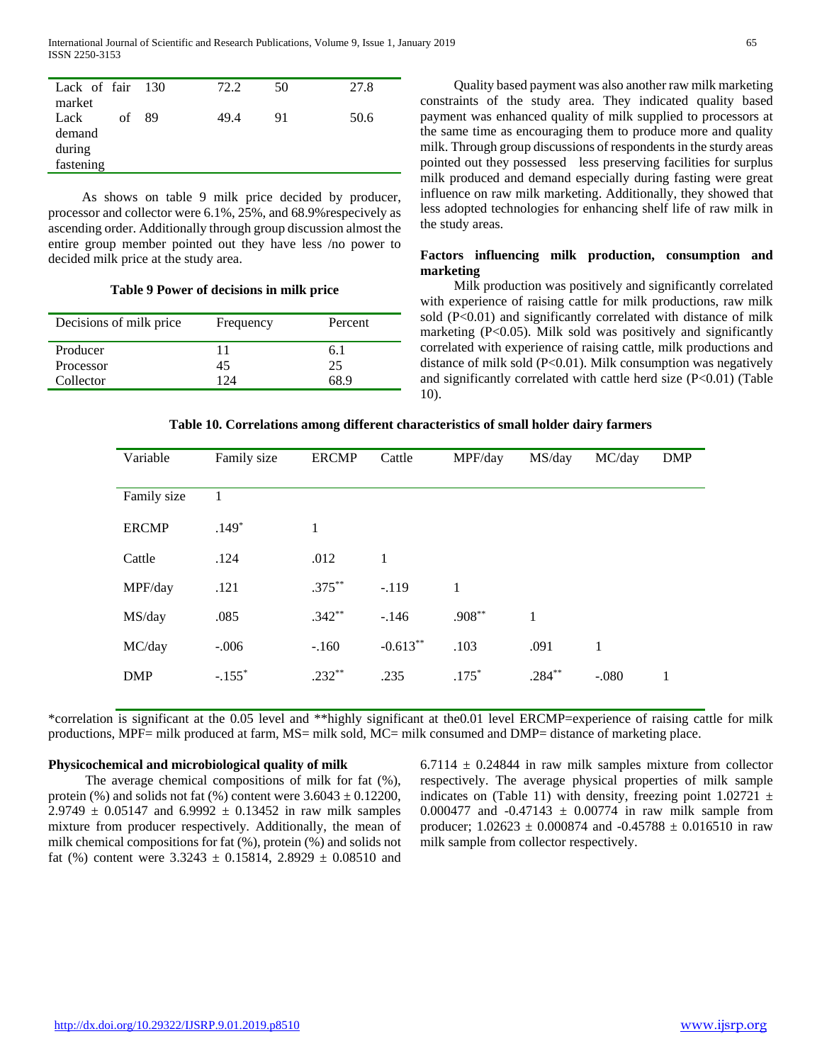| Lack of fair market | 130 | 72.2 | 50 | 27.8 |
|---|---|---|---|---|
| Lack of demand during fastening | 89 | 49.4 | 91 | 50.6 |

As shows on table 9 milk price decided by producer, processor and collector were 6.1%, 25%, and 68.9%respecively as ascending order. Additionally through group discussion almost the entire group member pointed out they have less /no power to decided milk price at the study area.

**Table 9 Power of decisions in milk price**

| Decisions of milk price | Frequency | Percent |
|---|---|---|
| Producer | 11 | 6.1 |
| Processor | 45 | 25 |
| Collector | 124 | 68.9 |

Quality based payment was also another raw milk marketing constraints of the study area. They indicated quality based payment was enhanced quality of milk supplied to processors at the same time as encouraging them to produce more and quality milk. Through group discussions of respondents in the sturdy areas pointed out they possessed less preserving facilities for surplus milk produced and demand especially during fasting were great influence on raw milk marketing. Additionally, they showed that less adopted technologies for enhancing shelf life of raw milk in the study areas.

**Factors influencing milk production, consumption and marketing**

Milk production was positively and significantly correlated with experience of raising cattle for milk productions, raw milk sold ($P<0.01$) and significantly correlated with distance of milk marketing ($P<0.05$). Milk sold was positively and significantly correlated with experience of raising cattle, milk productions and distance of milk sold ($P<0.01$). Milk consumption was negatively and significantly correlated with cattle herd size ($P<0.01$) (Table 10).

**Table 10. Correlations among different characteristics of small holder dairy farmers**

| Variable | Family size | ERCMP | Cattle | MPF/day | MS/day | MC/day | DMP |
|---|---|---|---|---|---|---|---|
| Family size | 1 | | | | | | |
| ERCMP | .149* | 1 | | | | | |
| Cattle | .124 | .012 | 1 | | | | |
| MPF/day | .121 | .375** | -.119 | 1 | | | |
| MS/day | .085 | .342** | -.146 | .908** | 1 | | |
| MC/day | -.006 | -.160 | -0.613** | .103 | .091 | 1 | |
| DMP | -.155* | .232** | .235 | .175* | .284** | -.080 | 1 |

*correlation is significant at the 0.05 level and **highly significant at the0.01 level ERCMP=experience of raising cattle for milk productions, MPF= milk produced at farm, MS= milk sold, MC= milk consumed and DMP= distance of marketing place.

**Physicochemical and microbiological quality of milk**

The average chemical compositions of milk for fat (%), protein (%) and solids not fat (%) content were $3.6043 \pm 0.12200$, $2.9749 \pm 0.05147$ and $6.9992 \pm 0.13452$ in raw milk samples mixture from producer respectively. Additionally, the mean of milk chemical compositions for fat (%), protein (%) and solids not fat (%) content were $3.3243 \pm 0.15814$, $2.8929 \pm 0.08510$ and $6.7114 \pm 0.24844$ in raw milk samples mixture from collector respectively. The average physical properties of milk sample indicates on (Table 11) with density, freezing point $1.02721 \pm 0.000477$ and $-0.47143 \pm 0.00774$ in raw milk sample from producer; $1.02623 \pm 0.000874$ and $-0.45788 \pm 0.016510$ in raw milk sample from collector respectively.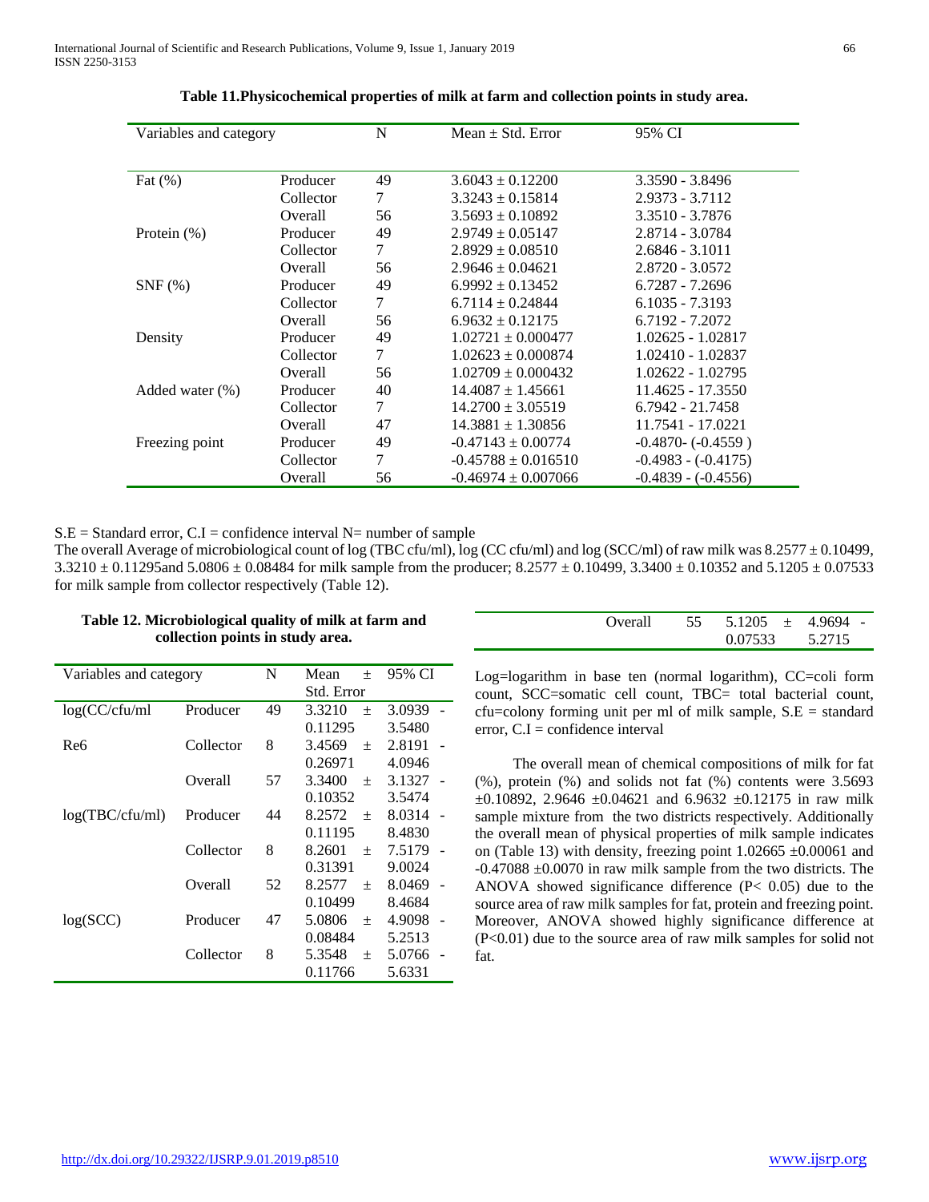**Table 11.Physicochemical properties of milk at farm and collection points in study area.**

| Variables and category | | N | Mean ± Std. Error | 95% CI |
|---|---|---|---|---|
| Fat (%) | Producer | 49 | 3.6043 ± 0.12200 | 3.3590 - 3.8496 |
| | Collector | 7 | 3.3243 ± 0.15814 | 2.9373 - 3.7112 |
| | Overall | 56 | 3.5693 ± 0.10892 | 3.3510 - 3.7876 |
| Protein (%) | Producer | 49 | 2.9749 ± 0.05147 | 2.8714 - 3.0784 |
| | Collector | 7 | 2.8929 ± 0.08510 | 2.6846 - 3.1011 |
| | Overall | 56 | 2.9646 ± 0.04621 | 2.8720 - 3.0572 |
| SNF (%) | Producer | 49 | 6.9992 ± 0.13452 | 6.7287 - 7.2696 |
| | Collector | 7 | 6.7114 ± 0.24844 | 6.1035 - 7.3193 |
| | Overall | 56 | 6.9632 ± 0.12175 | 6.7192 - 7.2072 |
| Density | Producer | 49 | 1.02721 ± 0.000477 | 1.02625 - 1.02817 |
| | Collector | 7 | 1.02623 ± 0.000874 | 1.02410 - 1.02837 |
| | Overall | 56 | 1.02709 ± 0.000432 | 1.02622 - 1.02795 |
| Added water (%) | Producer | 40 | 14.4087 ± 1.45661 | 11.4625 - 17.3550 |
| | Collector | 7 | 14.2700 ± 3.05519 | 6.7942 - 21.7458 |
| | Overall | 47 | 14.3881 ± 1.30856 | 11.7541 - 17.0221 |
| Freezing point | Producer | 49 | -0.47143 ± 0.00774 | -0.4870- (-0.4559 ) |
| | Collector | 7 | -0.45788 ± 0.016510 | -0.4983 - (-0.4175) |
| | Overall | 56 | -0.46974 ± 0.007066 | -0.4839 - (-0.4556) |

S.E = Standard error, C.I = confidence interval N= number of sample

The overall Average of microbiological count of log (TBC cfu/ml), log (CC cfu/ml) and log (SCC/ml) of raw milk was 8.2577 ± 0.10499, 3.3210 ± 0.11295and 5.0806 ± 0.08484 for milk sample from the producer; 8.2577 ± 0.10499, 3.3400 ± 0.10352 and 5.1205 ± 0.07533 for milk sample from collector respectively (Table 12).

**Table 12. Microbiological quality of milk at farm and collection points in study area.**

| Variables and category | | N | Mean ± Std. Error | 95% CI |
|---|---|---|---|---|
| log(CC/cfu/ml | Producer | 49 | 3.3210 ± 0.11295 | 3.0939 - 3.5480 |
| Re6 | Collector | 8 | 3.4569 ± 0.26971 | 2.8191 - 4.0946 |
| | Overall | 57 | 3.3400 ± 0.10352 | 3.1327 - 3.5474 |
| log(TBC/cfu/ml) | Producer | 44 | 8.2572 ± 0.11195 | 8.0314 - 8.4830 |
| | Collector | 8 | 8.2601 ± 0.31391 | 7.5179 - 9.0024 |
| | Overall | 52 | 8.2577 ± 0.10499 | 8.0469 - 8.4684 |
| log(SCC) | Producer | 47 | 5.0806 ± 0.08484 | 4.9098 - 5.2513 |
| | Collector | 8 | 5.3548 ± 0.11766 | 5.0766 - 5.6331 |
| | Overall | 55 | 5.1205 ± 0.07533 | 4.9694 - 5.2715 |

Log=logarithm in base ten (normal logarithm), CC=coli form count, SCC=somatic cell count, TBC= total bacterial count, cfu=colony forming unit per ml of milk sample, S.E = standard error, C.I = confidence interval

The overall mean of chemical compositions of milk for fat (%), protein (%) and solids not fat (%) contents were 3.5693 ±0.10892, 2.9646 ±0.04621 and 6.9632 ±0.12175 in raw milk sample mixture from the two districts respectively. Additionally the overall mean of physical properties of milk sample indicates on (Table 13) with density, freezing point 1.02665 ±0.00061 and -0.47088 ±0.0070 in raw milk sample from the two districts. The ANOVA showed significance difference ($P< 0.05$) due to the source area of raw milk samples for fat, protein and freezing point. Moreover, ANOVA showed highly significance difference at ($P<0.01$) due to the source area of raw milk samples for solid not fat.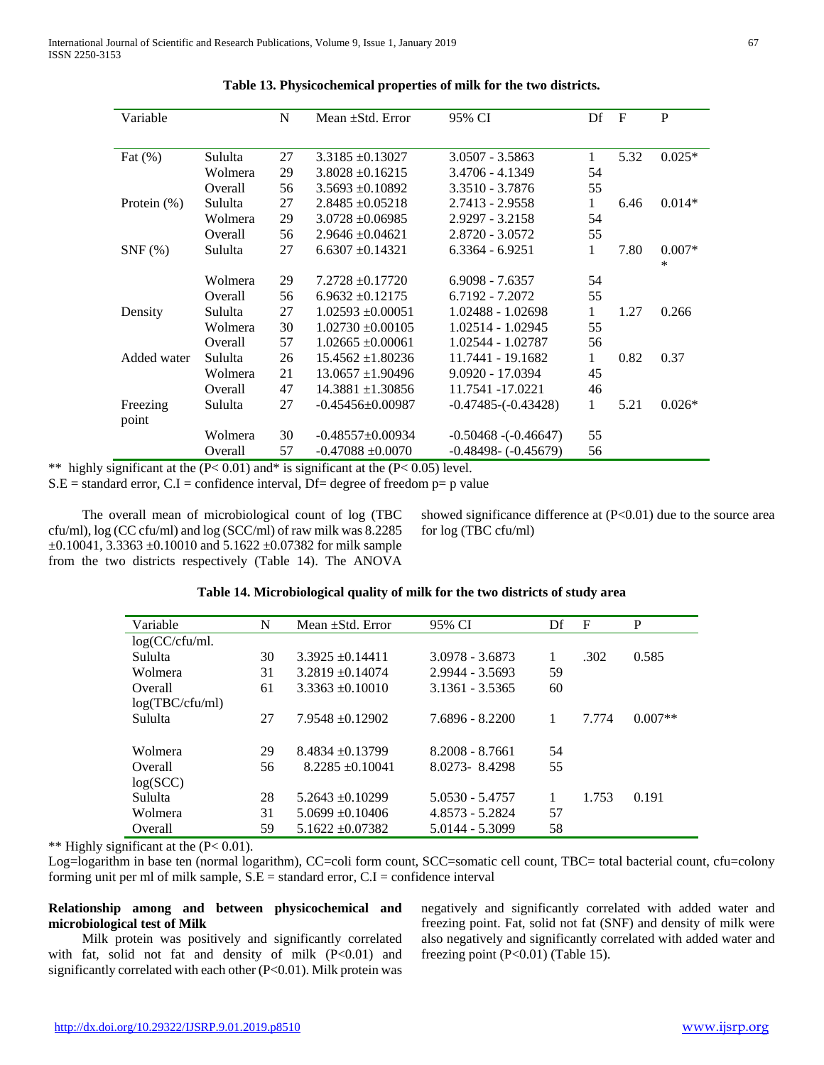**Table 13. Physicochemical properties of milk for the two districts.**

| Variable | | N | Mean ±Std. Error | 95% CI | Df | F | P |
|---|---|---|---|---|---|---|---|
| Fat (%) | Sululta | 27 | 3.3185 ±0.13027 | 3.0507 - 3.5863 | 1 | 5.32 | 0.025* |
| | Wolmera | 29 | 3.8028 ±0.16215 | 3.4706 - 4.1349 | 54 | | |
| | Overall | 56 | 3.5693 ±0.10892 | 3.3510 - 3.7876 | 55 | | |
| Protein (%) | Sululta | 27 | 2.8485 ±0.05218 | 2.7413 - 2.9558 | 1 | 6.46 | 0.014* |
| | Wolmera | 29 | 3.0728 ±0.06985 | 2.9297 - 3.2158 | 54 | | |
| | Overall | 56 | 2.9646 ±0.04621 | 2.8720 - 3.0572 | 55 | | |
| SNF (%) | Sululta | 27 | 6.6307 ±0.14321 | 6.3364 - 6.9251 | 1 | 7.80 | 0.007** |
| | Wolmera | 29 | 7.2728 ±0.17720 | 6.9098 - 7.6357 | 54 | | |
| | Overall | 56 | 6.9632 ±0.12175 | 6.7192 - 7.2072 | 55 | | |
| Density | Sululta | 27 | 1.02593 ±0.00051 | 1.02488 - 1.02698 | 1 | 1.27 | 0.266 |
| | Wolmera | 30 | 1.02730 ±0.00105 | 1.02514 - 1.02945 | 55 | | |
| | Overall | 57 | 1.02665 ±0.00061 | 1.02544 - 1.02787 | 56 | | |
| Added water | Sululta | 26 | 15.4562 ±1.80236 | 11.7441 - 19.1682 | 1 | 0.82 | 0.37 |
| | Wolmera | 21 | 13.0657 ±1.90496 | 9.0920 - 17.0394 | 45 | | |
| | Overall | 47 | 14.3881 ±1.30856 | 11.7541 -17.0221 | 46 | | |
| Freezing point | Sululta | 27 | -0.45456±0.00987 | -0.47485-(-0.43428) | 1 | 5.21 | 0.026* |
| | Wolmera | 30 | -0.48557±0.00934 | -0.50468 -(-0.46647) | 55 | | |
| | Overall | 57 | -0.47088 ±0.0070 | -0.48498- (-0.45679) | 56 | | |

** highly significant at the ($P< 0.01$) and* is significant at the ($P< 0.05$) level.
S.E = standard error, C.I = confidence interval, Df= degree of freedom p= p value

The overall mean of microbiological count of log (TBC cfu/ml), log (CC cfu/ml) and log (SCC/ml) of raw milk was 8.2285 ±0.10041, 3.3363 ±0.10010 and 5.1622 ±0.07382 for milk sample from the two districts respectively (Table 14). The ANOVA showed significance difference at ($P<0.01$) due to the source area for log (TBC cfu/ml)

**Table 14. Microbiological quality of milk for the two districts of study area**

| Variable | N | Mean ±Std. Error | 95% CI | Df | F | P |
|---|---|---|---|---|---|---|
| log(CC/cfu/ml. | | | | | | |
| Sululta | 30 | 3.3925 ±0.14411 | 3.0978 - 3.6873 | 1 | .302 | 0.585 |
| Wolmera | 31 | 3.2819 ±0.14074 | 2.9944 - 3.5693 | 59 | | |
| Overall | 61 | 3.3363 ±0.10010 | 3.1361 - 3.5365 | 60 | | |
| log(TBC/cfu/ml) | | | | | | |
| Sululta | 27 | 7.9548 ±0.12902 | 7.6896 - 8.2200 | 1 | 7.774 | 0.007** |
| Wolmera | 29 | 8.4834 ±0.13799 | 8.2008 - 8.7661 | 54 | | |
| Overall | 56 | 8.2285 ±0.10041 | 8.0273- 8.4298 | 55 | | |
| log(SCC) | | | | | | |
| Sululta | 28 | 5.2643 ±0.10299 | 5.0530 - 5.4757 | 1 | 1.753 | 0.191 |
| Wolmera | 31 | 5.0699 ±0.10406 | 4.8573 - 5.2824 | 57 | | |
| Overall | 59 | 5.1622 ±0.07382 | 5.0144 - 5.3099 | 58 | | |

** Highly significant at the ($P< 0.01$).
Log=logarithm in base ten (normal logarithm), CC=coli form count, SCC=somatic cell count, TBC= total bacterial count, cfu=colony forming unit per ml of milk sample, S.E = standard error, C.I = confidence interval

**Relationship among and between physicochemical and microbiological test of Milk**

Milk protein was positively and significantly correlated with fat, solid not fat and density of milk ($P<0.01$) and significantly correlated with each other ($P<0.01$). Milk protein was negatively and significantly correlated with added water and freezing point. Fat, solid not fat (SNF) and density of milk were also negatively and significantly correlated with added water and freezing point ($P<0.01$) (Table 15).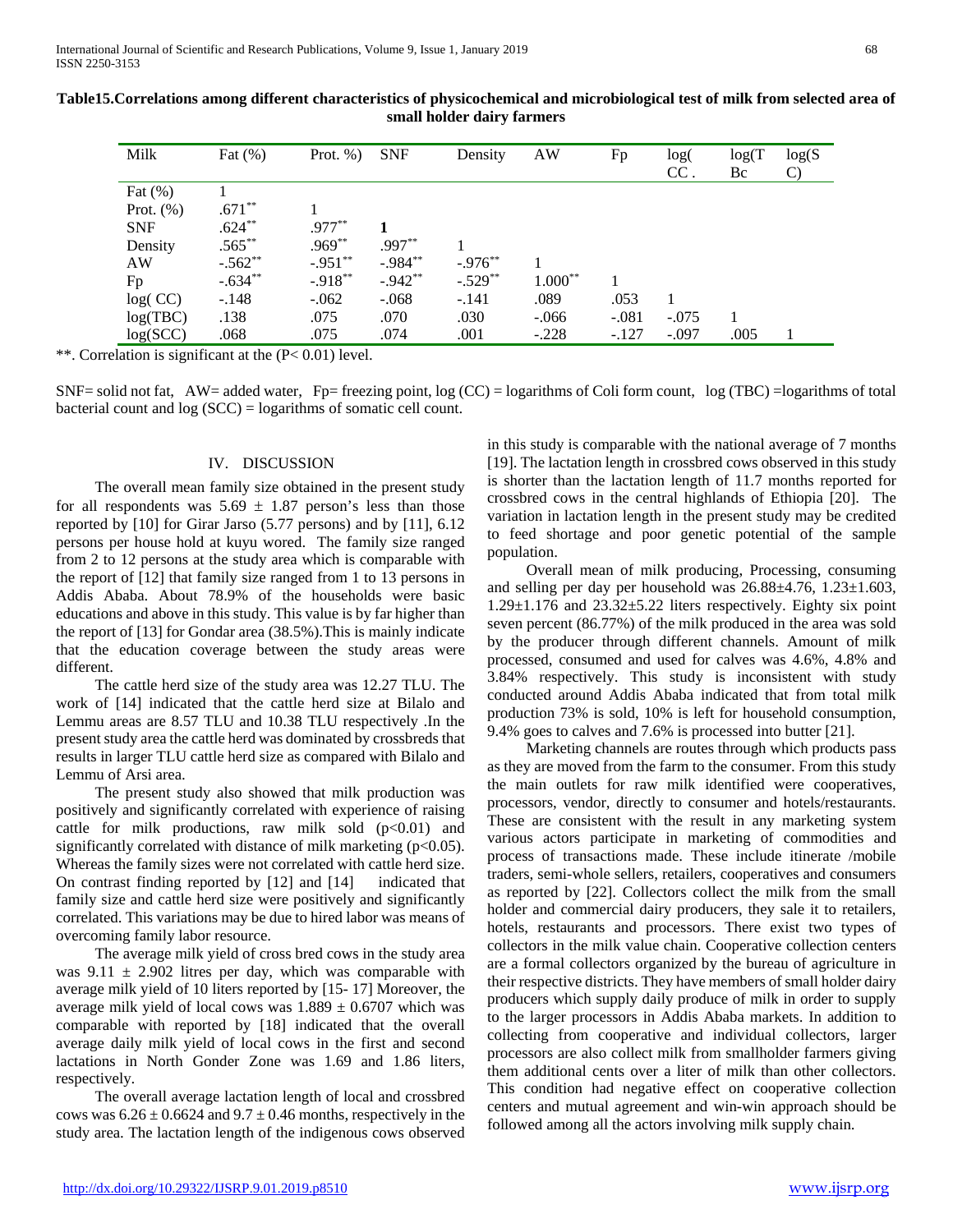**Table15.Correlations among different characteristics of physicochemical and microbiological test of milk from selected area of small holder dairy farmers**

| Milk | Fat (%) | Prot. %) | SNF | Density | AW | Fp | log( CC . | log(T Bc | log(S C) |
|---|---|---|---|---|---|---|---|---|---|
| Fat (%) | 1 | | | | | | | | |
| Prot. (%) | .671** | 1 | | | | | | | |
| SNF | .624** | .977** | **1** | | | | | | |
| Density | .565** | .969** | .997** | 1 | | | | | |
| AW | -.562** | -.951** | -.984** | -.976** | 1 | | | | |
| Fp | -.634** | -.918** | -.942** | -.529** | 1.000** | 1 | | | |
| log( CC) | -.148 | -.062 | -.068 | -.141 | .089 | .053 | 1 | | |
| log(TBC) | .138 | .075 | .070 | .030 | -.066 | -.081 | -.075 | 1 | |
| log(SCC) | .068 | .075 | .074 | .001 | -.228 | -.127 | -.097 | .005 | 1 |

**. Correlation is significant at the ($P< 0.01$) level.

SNF= solid not fat, AW= added water, Fp= freezing point, log (CC) = logarithms of Coli form count, log (TBC) =logarithms of total bacterial count and log (SCC) = logarithms of somatic cell count.

## IV. DISCUSSION

The overall mean family size obtained in the present study for all respondents was $5.69 \pm 1.87$ person's less than those reported by [10] for Girar Jarso (5.77 persons) and by [11], 6.12 persons per house hold at kuyu wored. The family size ranged from 2 to 12 persons at the study area which is comparable with the report of [12] that family size ranged from 1 to 13 persons in Addis Ababa. About 78.9% of the households were basic educations and above in this study. This value is by far higher than the report of [13] for Gondar area (38.5%).This is mainly indicate that the education coverage between the study areas were different.

The cattle herd size of the study area was 12.27 TLU. The work of [14] indicated that the cattle herd size at Bilalo and Lemmu areas are 8.57 TLU and 10.38 TLU respectively .In the present study area the cattle herd was dominated by crossbreds that results in larger TLU cattle herd size as compared with Bilalo and Lemmu of Arsi area.

The present study also showed that milk production was positively and significantly correlated with experience of raising cattle for milk productions, raw milk sold ($p<0.01$) and significantly correlated with distance of milk marketing ($p<0.05$). Whereas the family sizes were not correlated with cattle herd size. On contrast finding reported by [12] and [14] indicated that family size and cattle herd size were positively and significantly correlated. This variations may be due to hired labor was means of overcoming family labor resource.

The average milk yield of cross bred cows in the study area was $9.11 \pm 2.902$ litres per day, which was comparable with average milk yield of 10 liters reported by [15- 17] Moreover, the average milk yield of local cows was $1.889 \pm 0.6707$ which was comparable with reported by [18] indicated that the overall average daily milk yield of local cows in the first and second lactations in North Gonder Zone was 1.69 and 1.86 liters, respectively.

The overall average lactation length of local and crossbred cows was $6.26 \pm 0.6624$ and $9.7 \pm 0.46$ months, respectively in the study area. The lactation length of the indigenous cows observed in this study is comparable with the national average of 7 months [19]. The lactation length in crossbred cows observed in this study is shorter than the lactation length of 11.7 months reported for crossbred cows in the central highlands of Ethiopia [20]. The variation in lactation length in the present study may be credited to feed shortage and poor genetic potential of the sample population.

Overall mean of milk producing, Processing, consuming and selling per day per household was 26.88±4.76, 1.23±1.603, 1.29±1.176 and 23.32±5.22 liters respectively. Eighty six point seven percent (86.77%) of the milk produced in the area was sold by the producer through different channels. Amount of milk processed, consumed and used for calves was 4.6%, 4.8% and 3.84% respectively. This study is inconsistent with study conducted around Addis Ababa indicated that from total milk production 73% is sold, 10% is left for household consumption, 9.4% goes to calves and 7.6% is processed into butter [21].

Marketing channels are routes through which products pass as they are moved from the farm to the consumer. From this study the main outlets for raw milk identified were cooperatives, processors, vendor, directly to consumer and hotels/restaurants. These are consistent with the result in any marketing system various actors participate in marketing of commodities and process of transactions made. These include itinerate /mobile traders, semi-whole sellers, retailers, cooperatives and consumers as reported by [22]. Collectors collect the milk from the small holder and commercial dairy producers, they sale it to retailers, hotels, restaurants and processors. There exist two types of collectors in the milk value chain. Cooperative collection centers are a formal collectors organized by the bureau of agriculture in their respective districts. They have members of small holder dairy producers which supply daily produce of milk in order to supply to the larger processors in Addis Ababa markets. In addition to collecting from cooperative and individual collectors, larger processors are also collect milk from smallholder farmers giving them additional cents over a liter of milk than other collectors. This condition had negative effect on cooperative collection centers and mutual agreement and win-win approach should be followed among all the actors involving milk supply chain.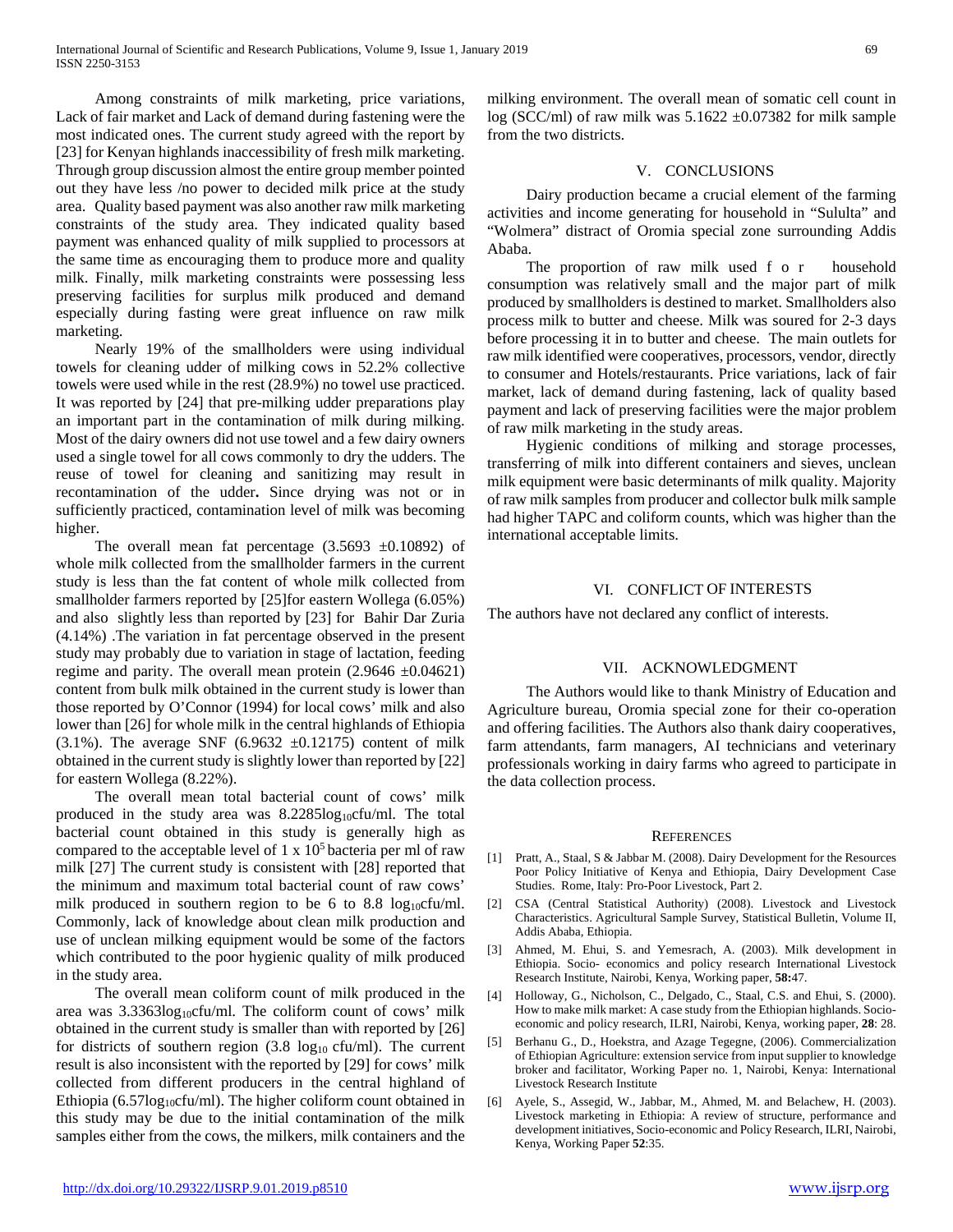Among constraints of milk marketing, price variations, Lack of fair market and Lack of demand during fastening were the most indicated ones. The current study agreed with the report by [23] for Kenyan highlands inaccessibility of fresh milk marketing. Through group discussion almost the entire group member pointed out they have less /no power to decided milk price at the study area. Quality based payment was also another raw milk marketing constraints of the study area. They indicated quality based payment was enhanced quality of milk supplied to processors at the same time as encouraging them to produce more and quality milk. Finally, milk marketing constraints were possessing less preserving facilities for surplus milk produced and demand especially during fasting were great influence on raw milk marketing.

Nearly 19% of the smallholders were using individual towels for cleaning udder of milking cows in 52.2% collective towels were used while in the rest (28.9%) no towel use practiced. It was reported by [24] that pre-milking udder preparations play an important part in the contamination of milk during milking. Most of the dairy owners did not use towel and a few dairy owners used a single towel for all cows commonly to dry the udders. The reuse of towel for cleaning and sanitizing may result in recontamination of the udder**.** Since drying was not or in sufficiently practiced, contamination level of milk was becoming higher.

The overall mean fat percentage (3.5693 ±0.10892) of whole milk collected from the smallholder farmers in the current study is less than the fat content of whole milk collected from smallholder farmers reported by [25]for eastern Wollega (6.05%) and also slightly less than reported by [23] for Bahir Dar Zuria (4.14%) .The variation in fat percentage observed in the present study may probably due to variation in stage of lactation, feeding regime and parity. The overall mean protein (2.9646 ±0.04621) content from bulk milk obtained in the current study is lower than those reported by O'Connor (1994) for local cows' milk and also lower than [26] for whole milk in the central highlands of Ethiopia (3.1%). The average SNF (6.9632 ±0.12175) content of milk obtained in the current study is slightly lower than reported by [22] for eastern Wollega (8.22%).

The overall mean total bacterial count of cows' milk produced in the study area was 8.2285$\log_{10}$cfu/ml. The total bacterial count obtained in this study is generally high as compared to the acceptable level of $1 \times 10^5$ bacteria per ml of raw milk [27] The current study is consistent with [28] reported that the minimum and maximum total bacterial count of raw cows' milk produced in southern region to be 6 to 8.8 $\log_{10}$cfu/ml. Commonly, lack of knowledge about clean milk production and use of unclean milking equipment would be some of the factors which contributed to the poor hygienic quality of milk produced in the study area.

The overall mean coliform count of milk produced in the area was 3.3363$\log_{10}$cfu/ml. The coliform count of cows' milk obtained in the current study is smaller than with reported by [26] for districts of southern region (3.8 $\log_{10}$ cfu/ml). The current result is also inconsistent with the reported by [29] for cows' milk collected from different producers in the central highland of Ethiopia (6.57$\log_{10}$cfu/ml). The higher coliform count obtained in this study may be due to the initial contamination of the milk samples either from the cows, the milkers, milk containers and the milking environment. The overall mean of somatic cell count in log (SCC/ml) of raw milk was 5.1622 ±0.07382 for milk sample from the two districts.

## V. CONCLUSIONS

Dairy production became a crucial element of the farming activities and income generating for household in "Sululta" and "Wolmera" distract of Oromia special zone surrounding Addis Ababa.

The proportion of raw milk used for household consumption was relatively small and the major part of milk produced by smallholders is destined to market. Smallholders also process milk to butter and cheese. Milk was soured for 2-3 days before processing it in to butter and cheese. The main outlets for raw milk identified were cooperatives, processors, vendor, directly to consumer and Hotels/restaurants. Price variations, lack of fair market, lack of demand during fastening, lack of quality based payment and lack of preserving facilities were the major problem of raw milk marketing in the study areas.

Hygienic conditions of milking and storage processes, transferring of milk into different containers and sieves, unclean milk equipment were basic determinants of milk quality. Majority of raw milk samples from producer and collector bulk milk sample had higher TAPC and coliform counts, which was higher than the international acceptable limits.

## VI. CONFLICT OF INTERESTS

The authors have not declared any conflict of interests.

## VII. ACKNOWLEDGMENT

The Authors would like to thank Ministry of Education and Agriculture bureau, Oromia special zone for their co-operation and offering facilities. The Authors also thank dairy cooperatives, farm attendants, farm managers, AI technicians and veterinary professionals working in dairy farms who agreed to participate in the data collection process.

## REFERENCES

[1] Pratt, A., Staal, S & Jabbar M. (2008). Dairy Development for the Resources Poor Policy Initiative of Kenya and Ethiopia, Dairy Development Case Studies. Rome, Italy: Pro-Poor Livestock, Part 2.

[2] CSA (Central Statistical Authority) (2008). Livestock and Livestock Characteristics. Agricultural Sample Survey, Statistical Bulletin, Volume II, Addis Ababa, Ethiopia.

[3] Ahmed, M. Ehui, S. and Yemesrach, A. (2003). Milk development in Ethiopia. Socio- economics and policy research International Livestock Research Institute, Nairobi, Kenya, Working paper, **58:**47.

[4] Holloway, G., Nicholson, C., Delgado, C., Staal, C.S. and Ehui, S. (2000). How to make milk market: A case study from the Ethiopian highlands. Socio-economic and policy research, ILRI, Nairobi, Kenya, working paper, **28**: 28.

[5] Berhanu G., D., Hoekstra, and Azage Tegegne, (2006). Commercialization of Ethiopian Agriculture: extension service from input supplier to knowledge broker and facilitator, Working Paper no. 1, Nairobi, Kenya: International Livestock Research Institute

[6] Ayele, S., Assegid, W., Jabbar, M., Ahmed, M. and Belachew, H. (2003). Livestock marketing in Ethiopia: A review of structure, performance and development initiatives, Socio-economic and Policy Research, ILRI, Nairobi, Kenya, Working Paper **52**:35.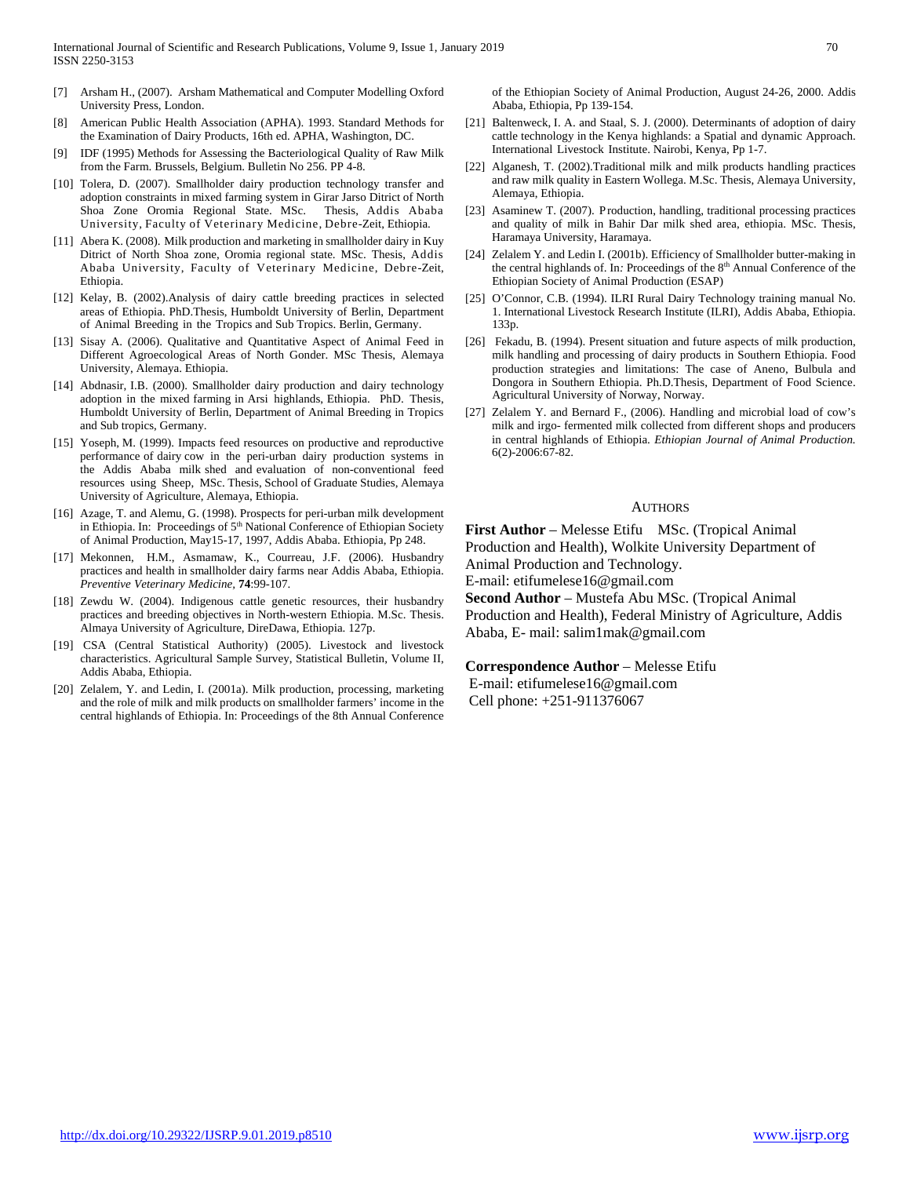[7] Arsham H., (2007). Arsham Mathematical and Computer Modelling Oxford University Press, London.

[8] American Public Health Association (APHA). 1993. Standard Methods for the Examination of Dairy Products, 16th ed. APHA, Washington, DC.

[9] IDF (1995) Methods for Assessing the Bacteriological Quality of Raw Milk from the Farm. Brussels, Belgium. Bulletin No 256. PP 4-8.

[10] Tolera, D. (2007). Smallholder dairy production technology transfer and adoption constraints in mixed farming system in Girar Jarso Ditrict of North Shoa Zone Oromia Regional State. MSc. Thesis, Addis Ababa University, Faculty of Veterinary Medicine, Debre-Zeit, Ethiopia.

[11] Abera K. (2008). Milk production and marketing in smallholder dairy in Kuy Ditrict of North Shoa zone, Oromia regional state. MSc. Thesis, Addis Ababa University, Faculty of Veterinary Medicine, Debre-Zeit, Ethiopia.

[12] Kelay, B. (2002).Analysis of dairy cattle breeding practices in selected areas of Ethiopia. PhD.Thesis, Humboldt University of Berlin, Department of Animal Breeding in the Tropics and Sub Tropics. Berlin, Germany.

[13] Sisay A. (2006). Qualitative and Quantitative Aspect of Animal Feed in Different Agroecological Areas of North Gonder. MSc Thesis, Alemaya University, Alemaya. Ethiopia.

[14] Abdnasir, I.B. (2000). Smallholder dairy production and dairy technology adoption in the mixed farming in Arsi highlands, Ethiopia. PhD. Thesis, Humboldt University of Berlin, Department of Animal Breeding in Tropics and Sub tropics, Germany.

[15] Yoseph, M. (1999). Impacts feed resources on productive and reproductive performance of dairy cow in the peri-urban dairy production systems in the Addis Ababa milk shed and evaluation of non-conventional feed resources using Sheep, MSc. Thesis, School of Graduate Studies, Alemaya University of Agriculture, Alemaya, Ethiopia.

[16] Azage, T. and Alemu, G. (1998). Prospects for peri-urban milk development in Ethiopia. In: Proceedings of 5th National Conference of Ethiopian Society of Animal Production, May15-17, 1997, Addis Ababa. Ethiopia, Pp 248.

[17] Mekonnen, H.M., Asmamaw, K., Courreau, J.F. (2006). Husbandry practices and health in smallholder dairy farms near Addis Ababa, Ethiopia. *Preventive Veterinary Medicine*, **74**:99-107.

[18] Zewdu W. (2004). Indigenous cattle genetic resources, their husbandry practices and breeding objectives in North-western Ethiopia. M.Sc. Thesis. Almaya University of Agriculture, DireDawa, Ethiopia. 127p.

[19] CSA (Central Statistical Authority) (2005). Livestock and livestock characteristics. Agricultural Sample Survey, Statistical Bulletin, Volume II, Addis Ababa, Ethiopia.

[20] Zelalem, Y. and Ledin, I. (2001a). Milk production, processing, marketing and the role of milk and milk products on smallholder farmers' income in the central highlands of Ethiopia. In: Proceedings of the 8th Annual Conference of the Ethiopian Society of Animal Production, August 24-26, 2000. Addis Ababa, Ethiopia, Pp 139-154.

[21] Baltenweck, I. A. and Staal, S. J. (2000). Determinants of adoption of dairy cattle technology in the Kenya highlands: a Spatial and dynamic Approach. International Livestock Institute. Nairobi, Kenya, Pp 1-7.

[22] Alganesh, T. (2002).Traditional milk and milk products handling practices and raw milk quality in Eastern Wollega. M.Sc. Thesis, Alemaya University, Alemaya, Ethiopia.

[23] Asaminew T. (2007). Production, handling, traditional processing practices and quality of milk in Bahir Dar milk shed area, ethiopia. MSc. Thesis, Haramaya University, Haramaya.

[24] Zelalem Y. and Ledin I. (2001b). Efficiency of Smallholder butter-making in the central highlands of. In*:* Proceedings of the 8th Annual Conference of the Ethiopian Society of Animal Production (ESAP)

[25] O'Connor, C.B. (1994). ILRI Rural Dairy Technology training manual No. 1. International Livestock Research Institute (ILRI), Addis Ababa, Ethiopia. 133p.

[26] Fekadu, B. (1994). Present situation and future aspects of milk production, milk handling and processing of dairy products in Southern Ethiopia. Food production strategies and limitations: The case of Aneno, Bulbula and Dongora in Southern Ethiopia. Ph.D.Thesis, Department of Food Science. Agricultural University of Norway, Norway.

[27] Zelalem Y. and Bernard F., (2006). Handling and microbial load of cow's milk and irgo- fermented milk collected from different shops and producers in central highlands of Ethiopia. *Ethiopian Journal of Animal Production.* 6(2)-2006:67-82.

## AUTHORS

**First Author** – Melesse Etifu MSc. (Tropical Animal Production and Health), Wolkite University Department of Animal Production and Technology.
E-mail: etifumelese16@gmail.com

**Second Author** – Mustefa Abu MSc. (Tropical Animal Production and Health), Federal Ministry of Agriculture, Addis Ababa, E- mail: salim1mak@gmail.com

**Correspondence Author** – Melesse Etifu
E-mail: etifumelese16@gmail.com
Cell phone: +251-911376067